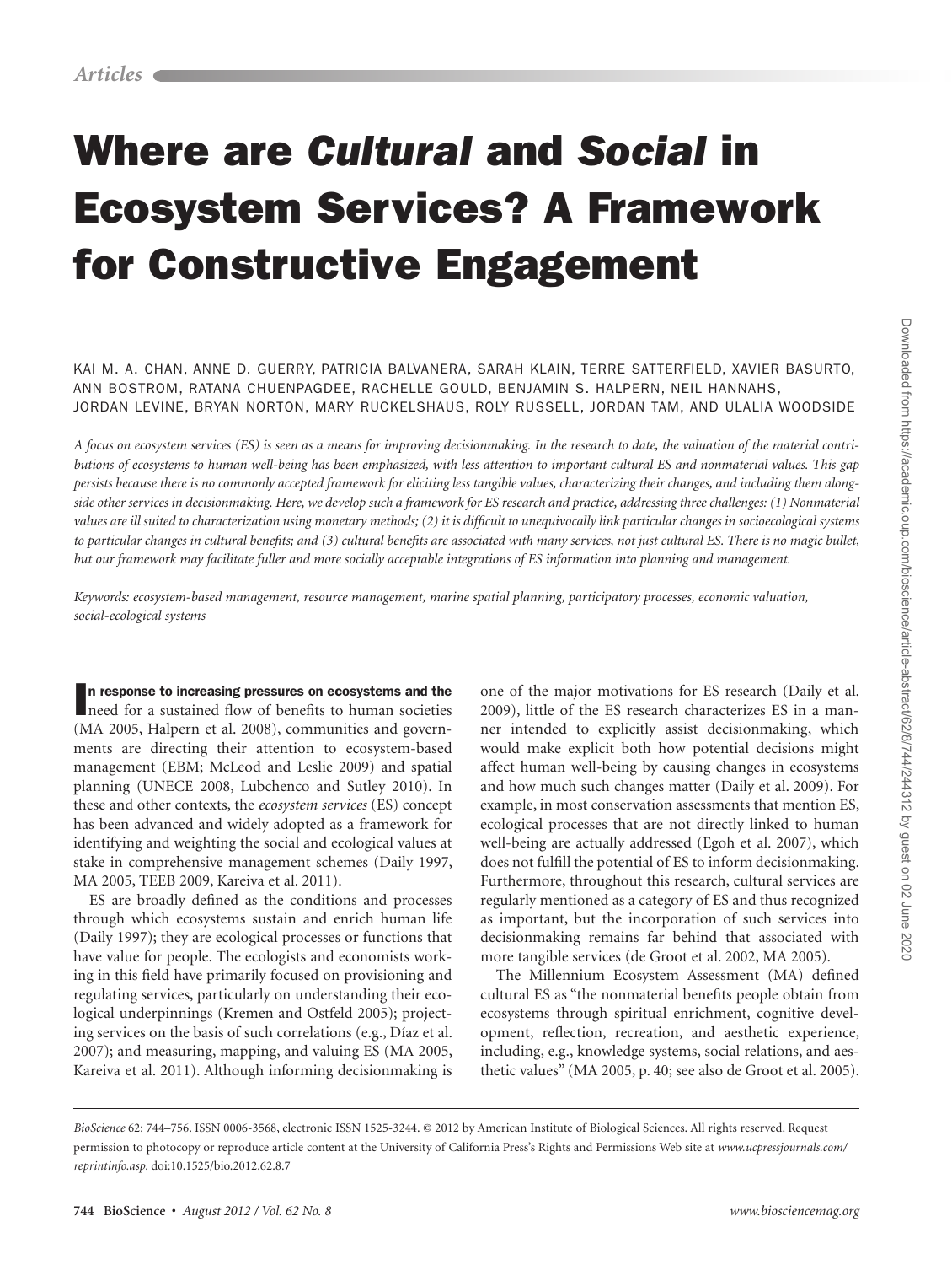# Where are *Cultural* and *Social* in Ecosystem Services? A Framework for Constructive Engagement

KAI M. A. CHAN, ANNE D. GUERRY, PATRICIA BALVANERA, SARAH KLAIN, TERRE SATTERFIELD, XAVIER BASURTO, ANN BOSTROM, RATANA CHUENPAGDEE, RACHELLE GOULD, BENJAMIN S. HALPERN, NEIL HANNAHS, JORDAN LEVINE, BRYAN NORTON, MARY RUCKELSHAUS, ROLY RUSSELL, JORDAN TAM, AND ULALIA WOODSIDE

*A focus on ecosystem services (ES) is seen as a means for improving decisionmaking. In the research to date, the valuation of the material contributions of ecosystems to human well-being has been emphasized, with less attention to important cultural ES and nonmaterial values. This gap persists because there is no commonly accepted framework for eliciting less tangible values, characterizing their changes, and including them alongside other services in decisionmaking. Here, we develop such a framework for ES research and practice, addressing three challenges: (1) Nonmaterial values are ill suited to characterization using monetary methods; (2) it is difficult to unequivocally link particular changes in socioecological systems to particular changes in cultural benefits; and (3) cultural benefits are associated with many services, not just cultural ES. There is no magic bullet, but our framework may facilitate fuller and more socially acceptable integrations of ES information into planning and management.*

*Keywords: ecosystem-based management, resource management, marine spatial planning, participatory processes, economic valuation, social-ecological systems*

**In response to increasing pressures on ecosystems and the** need for a sustained flow of benefits to human societies (MA 2005, Halpern et al. 2008), communities and governments are directing their attention to ecosystem-based management (EBM; McLeod and Leslie 2009) and spatial planning (UNECE 2008, Lubchenco and Sutley 2010). In these and other contexts, the *ecosystem services* (ES) concept has been advanced and widely adopted as a framework for identifying and weighting the social and ecological values at stake in comprehensive management schemes (Daily 1997, MA 2005, TEEB 2009, Kareiva et al. 2011).

ES are broadly defined as the conditions and processes through which ecosystems sustain and enrich human life (Daily 1997); they are ecological processes or functions that have value for people. The ecologists and economists working in this field have primarily focused on provisioning and regulating services, particularly on understanding their ecological underpinnings (Kremen and Ostfeld 2005); projecting services on the basis of such correlations (e.g., Díaz et al. 2007); and measuring, mapping, and valuing ES (MA 2005, Kareiva et al. 2011). Although informing decisionmaking is one of the major motivations for ES research (Daily et al. 2009), little of the ES research characterizes ES in a manner intended to explicitly assist decisionmaking, which would make explicit both how potential decisions might affect human well-being by causing changes in ecosystems and how much such changes matter (Daily et al. 2009). For example, in most conservation assessments that mention ES, ecological processes that are not directly linked to human well-being are actually addressed (Egoh et al. 2007), which does not fulfill the potential of ES to inform decisionmaking. Furthermore, throughout this research, cultural services are regularly mentioned as a category of ES and thus recognized as important, but the incorporation of such services into decisionmaking remains far behind that associated with more tangible services (de Groot et al. 2002, MA 2005).

The Millennium Ecosystem Assessment (MA) defined cultural ES as "the nonmaterial benefits people obtain from ecosystems through spiritual enrichment, cognitive development, reflection, recreation, and aesthetic experience, including, e.g., knowledge systems, social relations, and aesthetic values" (MA 2005, p. 40; see also de Groot et al. 2005).

*BioScience* 62: 744–756. ISSN 0006-3568, electronic ISSN 1525-3244. © 2012 by American Institute of Biological Sciences. All rights reserved. Request permission to photocopy or reproduce article content at the University of California Press's Rights and Permissions Web site at *www.ucpressjournals.com/reprintinfo.asp.* doi:10.1525/bio.2012.62.8.7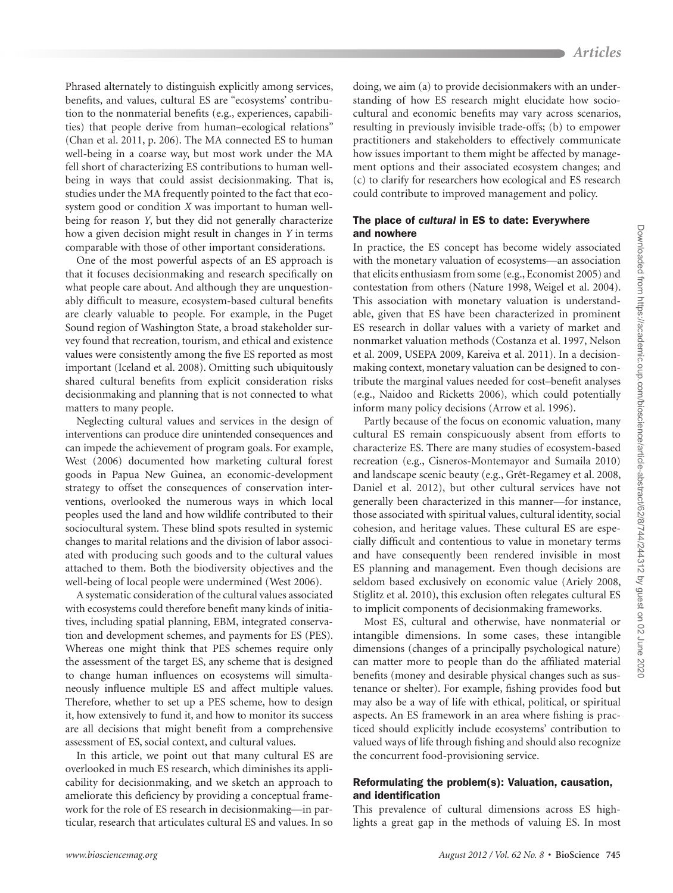Phrased alternately to distinguish explicitly among services, benefits, and values, cultural ES are "ecosystems' contribution to the nonmaterial benefits (e.g., experiences, capabilities) that people derive from human–ecological relations" (Chan et al. 2011, p. 206). The MA connected ES to human well-being in a coarse way, but most work under the MA fell short of characterizing ES contributions to human well-being in ways that could assist decisionmaking. That is, studies under the MA frequently pointed to the fact that ecosystem good or condition *X* was important to human well-being for reason *Y*, but they did not generally characterize how a given decision might result in changes in *Y* in terms comparable with those of other important considerations.

One of the most powerful aspects of an ES approach is that it focuses decisionmaking and research specifically on what people care about. And although they are unquestionably difficult to measure, ecosystem-based cultural benefits are clearly valuable to people. For example, in the Puget Sound region of Washington State, a broad stakeholder survey found that recreation, tourism, and ethical and existence values were consistently among the five ES reported as most important (Iceland et al. 2008). Omitting such ubiquitously shared cultural benefits from explicit consideration risks decisionmaking and planning that is not connected to what matters to many people.

Neglecting cultural values and services in the design of interventions can produce dire unintended consequences and can impede the achievement of program goals. For example, West (2006) documented how marketing cultural forest goods in Papua New Guinea, an economic-development strategy to offset the consequences of conservation interventions, overlooked the numerous ways in which local peoples used the land and how wildlife contributed to their sociocultural system. These blind spots resulted in systemic changes to marital relations and the division of labor associated with producing such goods and to the cultural values attached to them. Both the biodiversity objectives and the well-being of local people were undermined (West 2006).

A systematic consideration of the cultural values associated with ecosystems could therefore benefit many kinds of initiatives, including spatial planning, EBM, integrated conservation and development schemes, and payments for ES (PES). Whereas one might think that PES schemes require only the assessment of the target ES, any scheme that is designed to change human influences on ecosystems will simultaneously influence multiple ES and affect multiple values. Therefore, whether to set up a PES scheme, how to design it, how extensively to fund it, and how to monitor its success are all decisions that might benefit from a comprehensive assessment of ES, social context, and cultural values.

In this article, we point out that many cultural ES are overlooked in much ES research, which diminishes its applicability for decisionmaking, and we sketch an approach to ameliorate this deficiency by providing a conceptual framework for the role of ES research in decisionmaking—in particular, research that articulates cultural ES and values. In so doing, we aim (a) to provide decisionmakers with an understanding of how ES research might elucidate how sociocultural and economic benefits may vary across scenarios, resulting in previously invisible trade-offs; (b) to empower practitioners and stakeholders to effectively communicate how issues important to them might be affected by management options and their associated ecosystem changes; and (c) to clarify for researchers how ecological and ES research could contribute to improved management and policy.

### The place of *cultural* in ES to date: Everywhere and nowhere

In practice, the ES concept has become widely associated with the monetary valuation of ecosystems—an association that elicits enthusiasm from some (e.g., Economist 2005) and contestation from others (Nature 1998, Weigel et al. 2004). This association with monetary valuation is understandable, given that ES have been characterized in prominent ES research in dollar values with a variety of market and nonmarket valuation methods (Costanza et al. 1997, Nelson et al. 2009, USEPA 2009, Kareiva et al. 2011). In a decisionmaking context, monetary valuation can be designed to contribute the marginal values needed for cost–benefit analyses (e.g., Naidoo and Ricketts 2006), which could potentially inform many policy decisions (Arrow et al. 1996).

Partly because of the focus on economic valuation, many cultural ES remain conspicuously absent from efforts to characterize ES. There are many studies of ecosystem-based recreation (e.g., Cisneros-Montemayor and Sumaila 2010) and landscape scenic beauty (e.g., Grêt-Regamey et al. 2008, Daniel et al. 2012), but other cultural services have not generally been characterized in this manner—for instance, those associated with spiritual values, cultural identity, social cohesion, and heritage values. These cultural ES are especially difficult and contentious to value in monetary terms and have consequently been rendered invisible in most ES planning and management. Even though decisions are seldom based exclusively on economic value (Ariely 2008, Stiglitz et al. 2010), this exclusion often relegates cultural ES to implicit components of decisionmaking frameworks.

Most ES, cultural and otherwise, have nonmaterial or intangible dimensions. In some cases, these intangible dimensions (changes of a principally psychological nature) can matter more to people than do the affiliated material benefits (money and desirable physical changes such as sustenance or shelter). For example, fishing provides food but may also be a way of life with ethical, political, or spiritual aspects. An ES framework in an area where fishing is practiced should explicitly include ecosystems' contribution to valued ways of life through fishing and should also recognize the concurrent food-provisioning service.

### Reformulating the problem(s): Valuation, causation, and identification

This prevalence of cultural dimensions across ES highlights a great gap in the methods of valuing ES. In most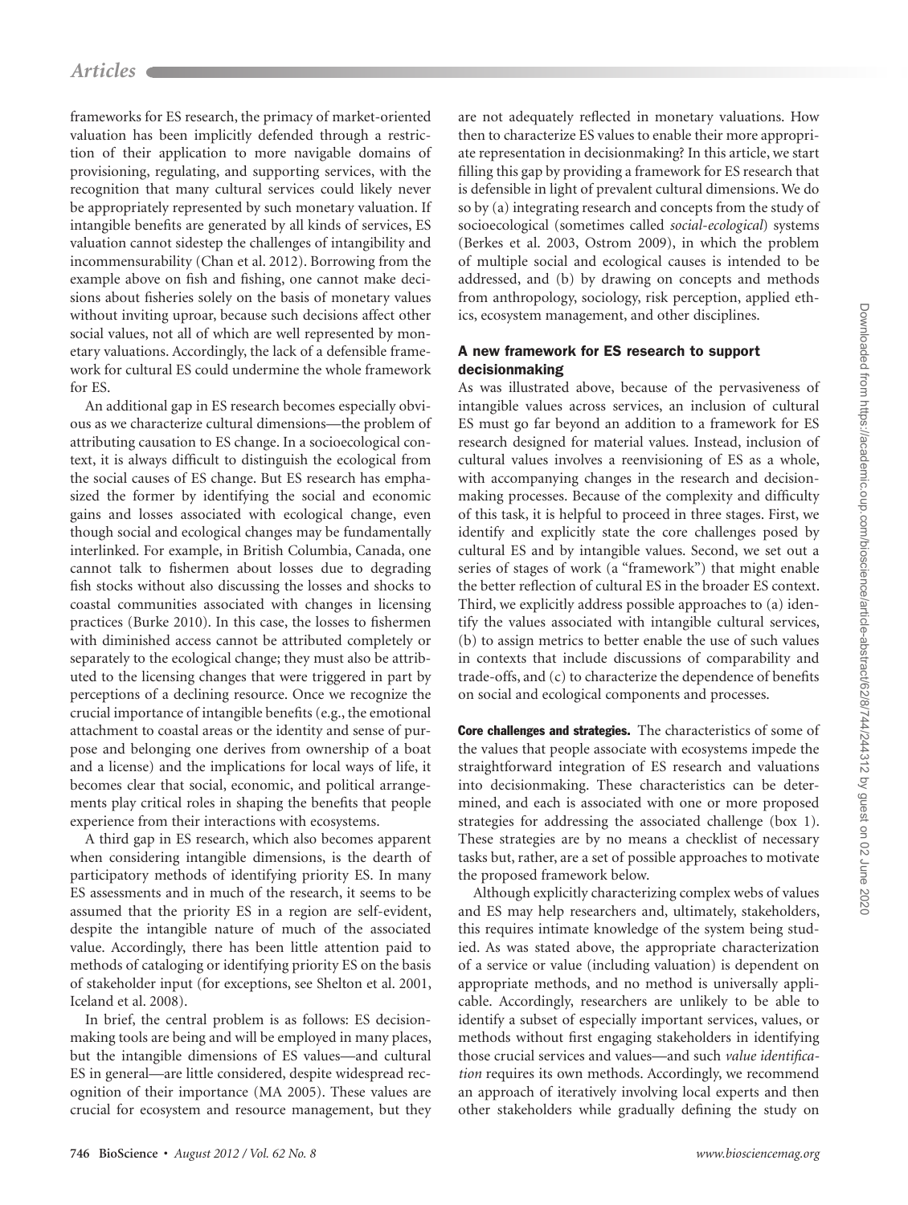frameworks for ES research, the primacy of market-oriented valuation has been implicitly defended through a restriction of their application to more navigable domains of provisioning, regulating, and supporting services, with the recognition that many cultural services could likely never be appropriately represented by such monetary valuation. If intangible benefits are generated by all kinds of services, ES valuation cannot sidestep the challenges of intangibility and incommensurability (Chan et al. 2012). Borrowing from the example above on fish and fishing, one cannot make decisions about fisheries solely on the basis of monetary values without inviting uproar, because such decisions affect other social values, not all of which are well represented by monetary valuations. Accordingly, the lack of a defensible framework for cultural ES could undermine the whole framework for ES.

An additional gap in ES research becomes especially obvious as we characterize cultural dimensions—the problem of attributing causation to ES change. In a socioecological context, it is always difficult to distinguish the ecological from the social causes of ES change. But ES research has emphasized the former by identifying the social and economic gains and losses associated with ecological change, even though social and ecological changes may be fundamentally interlinked. For example, in British Columbia, Canada, one cannot talk to fishermen about losses due to degrading fish stocks without also discussing the losses and shocks to coastal communities associated with changes in licensing practices (Burke 2010). In this case, the losses to fishermen with diminished access cannot be attributed completely or separately to the ecological change; they must also be attributed to the licensing changes that were triggered in part by perceptions of a declining resource. Once we recognize the crucial importance of intangible benefits (e.g., the emotional attachment to coastal areas or the identity and sense of purpose and belonging one derives from ownership of a boat and a license) and the implications for local ways of life, it becomes clear that social, economic, and political arrangements play critical roles in shaping the benefits that people experience from their interactions with ecosystems.

A third gap in ES research, which also becomes apparent when considering intangible dimensions, is the dearth of participatory methods of identifying priority ES. In many ES assessments and in much of the research, it seems to be assumed that the priority ES in a region are self-evident, despite the intangible nature of much of the associated value. Accordingly, there has been little attention paid to methods of cataloging or identifying priority ES on the basis of stakeholder input (for exceptions, see Shelton et al. 2001, Iceland et al. 2008).

In brief, the central problem is as follows: ES decisionmaking tools are being and will be employed in many places, but the intangible dimensions of ES values—and cultural ES in general—are little considered, despite widespread recognition of their importance (MA 2005). These values are crucial for ecosystem and resource management, but they are not adequately reflected in monetary valuations. How then to characterize ES values to enable their more appropriate representation in decisionmaking? In this article, we start filling this gap by providing a framework for ES research that is defensible in light of prevalent cultural dimensions. We do so by (a) integrating research and concepts from the study of socioecological (sometimes called *social-ecological*) systems (Berkes et al. 2003, Ostrom 2009), in which the problem of multiple social and ecological causes is intended to be addressed, and (b) by drawing on concepts and methods from anthropology, sociology, risk perception, applied ethics, ecosystem management, and other disciplines.

## A new framework for ES research to support decisionmaking

As was illustrated above, because of the pervasiveness of intangible values across services, an inclusion of cultural ES must go far beyond an addition to a framework for ES research designed for material values. Instead, inclusion of cultural values involves a reenvisioning of ES as a whole, with accompanying changes in the research and decisionmaking processes. Because of the complexity and difficulty of this task, it is helpful to proceed in three stages. First, we identify and explicitly state the core challenges posed by cultural ES and by intangible values. Second, we set out a series of stages of work (a "framework") that might enable the better reflection of cultural ES in the broader ES context. Third, we explicitly address possible approaches to (a) identify the values associated with intangible cultural services, (b) to assign metrics to better enable the use of such values in contexts that include discussions of comparability and trade-offs, and (c) to characterize the dependence of benefits on social and ecological components and processes.

**Core challenges and strategies.** The characteristics of some of the values that people associate with ecosystems impede the straightforward integration of ES research and valuations into decisionmaking. These characteristics can be determined, and each is associated with one or more proposed strategies for addressing the associated challenge (box 1). These strategies are by no means a checklist of necessary tasks but, rather, are a set of possible approaches to motivate the proposed framework below.

Although explicitly characterizing complex webs of values and ES may help researchers and, ultimately, stakeholders, this requires intimate knowledge of the system being studied. As was stated above, the appropriate characterization of a service or value (including valuation) is dependent on appropriate methods, and no method is universally applicable. Accordingly, researchers are unlikely to be able to identify a subset of especially important services, values, or methods without first engaging stakeholders in identifying those crucial services and values—and such *value identification* requires its own methods. Accordingly, we recommend an approach of iteratively involving local experts and then other stakeholders while gradually defining the study on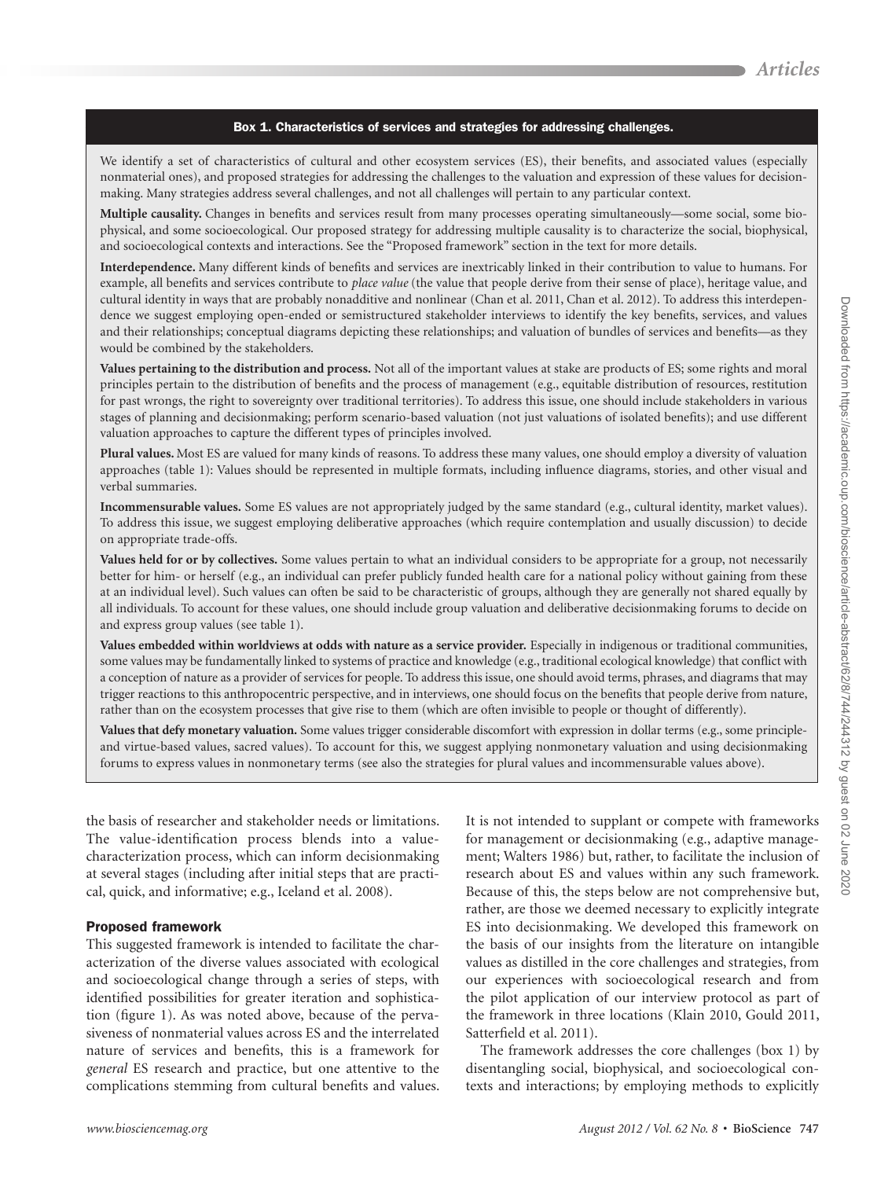### Box 1. Characteristics of services and strategies for addressing challenges.

We identify a set of characteristics of cultural and other ecosystem services (ES), their benefits, and associated values (especially nonmaterial ones), and proposed strategies for addressing the challenges to the valuation and expression of these values for decisionmaking. Many strategies address several challenges, and not all challenges will pertain to any particular context.

**Multiple causality.** Changes in benefits and services result from many processes operating simultaneously—some social, some biophysical, and some socioecological. Our proposed strategy for addressing multiple causality is to characterize the social, biophysical, and socioecological contexts and interactions. See the "Proposed framework" section in the text for more details.

**Interdependence.** Many different kinds of benefits and services are inextricably linked in their contribution to value to humans. For example, all benefits and services contribute to *place value* (the value that people derive from their sense of place), heritage value, and cultural identity in ways that are probably nonadditive and nonlinear (Chan et al. 2011, Chan et al. 2012). To address this interdependence we suggest employing open-ended or semistructured stakeholder interviews to identify the key benefits, services, and values and their relationships; conceptual diagrams depicting these relationships; and valuation of bundles of services and benefits—as they would be combined by the stakeholders.

**Values pertaining to the distribution and process.** Not all of the important values at stake are products of ES; some rights and moral principles pertain to the distribution of benefits and the process of management (e.g., equitable distribution of resources, restitution for past wrongs, the right to sovereignty over traditional territories). To address this issue, one should include stakeholders in various stages of planning and decisionmaking; perform scenario-based valuation (not just valuations of isolated benefits); and use different valuation approaches to capture the different types of principles involved.

**Plural values.** Most ES are valued for many kinds of reasons. To address these many values, one should employ a diversity of valuation approaches (table 1): Values should be represented in multiple formats, including influence diagrams, stories, and other visual and verbal summaries.

**Incommensurable values.** Some ES values are not appropriately judged by the same standard (e.g., cultural identity, market values). To address this issue, we suggest employing deliberative approaches (which require contemplation and usually discussion) to decide on appropriate trade-offs.

**Values held for or by collectives.** Some values pertain to what an individual considers to be appropriate for a group, not necessarily better for him- or herself (e.g., an individual can prefer publicly funded health care for a national policy without gaining from these at an individual level). Such values can often be said to be characteristic of groups, although they are generally not shared equally by all individuals. To account for these values, one should include group valuation and deliberative decisionmaking forums to decide on and express group values (see table 1).

**Values embedded within worldviews at odds with nature as a service provider.** Especially in indigenous or traditional communities, some values may be fundamentally linked to systems of practice and knowledge (e.g., traditional ecological knowledge) that conflict with a conception of nature as a provider of services for people. To address this issue, one should avoid terms, phrases, and diagrams that may trigger reactions to this anthropocentric perspective, and in interviews, one should focus on the benefits that people derive from nature, rather than on the ecosystem processes that give rise to them (which are often invisible to people or thought of differently).

**Values that defy monetary valuation.** Some values trigger considerable discomfort with expression in dollar terms (e.g., some principle- and virtue-based values, sacred values). To account for this, we suggest applying nonmonetary valuation and using decisionmaking forums to express values in nonmonetary terms (see also the strategies for plural values and incommensurable values above).

the basis of researcher and stakeholder needs or limitations. The value-identification process blends into a value-characterization process, which can inform decisionmaking at several stages (including after initial steps that are practical, quick, and informative; e.g., Iceland et al. 2008).

## Proposed framework

This suggested framework is intended to facilitate the characterization of the diverse values associated with ecological and socioecological change through a series of steps, with identified possibilities for greater iteration and sophistication (figure 1). As was noted above, because of the pervasiveness of nonmaterial values across ES and the interrelated nature of services and benefits, this is a framework for *general* ES research and practice, but one attentive to the complications stemming from cultural benefits and values. It is not intended to supplant or compete with frameworks for management or decisionmaking (e.g., adaptive management; Walters 1986) but, rather, to facilitate the inclusion of research about ES and values within any such framework. Because of this, the steps below are not comprehensive but, rather, are those we deemed necessary to explicitly integrate ES into decisionmaking. We developed this framework on the basis of our insights from the literature on intangible values as distilled in the core challenges and strategies, from our experiences with socioecological research and from the pilot application of our interview protocol as part of the framework in three locations (Klain 2010, Gould 2011, Satterfield et al. 2011).

The framework addresses the core challenges (box 1) by disentangling social, biophysical, and socioecological contexts and interactions; by employing methods to explicitly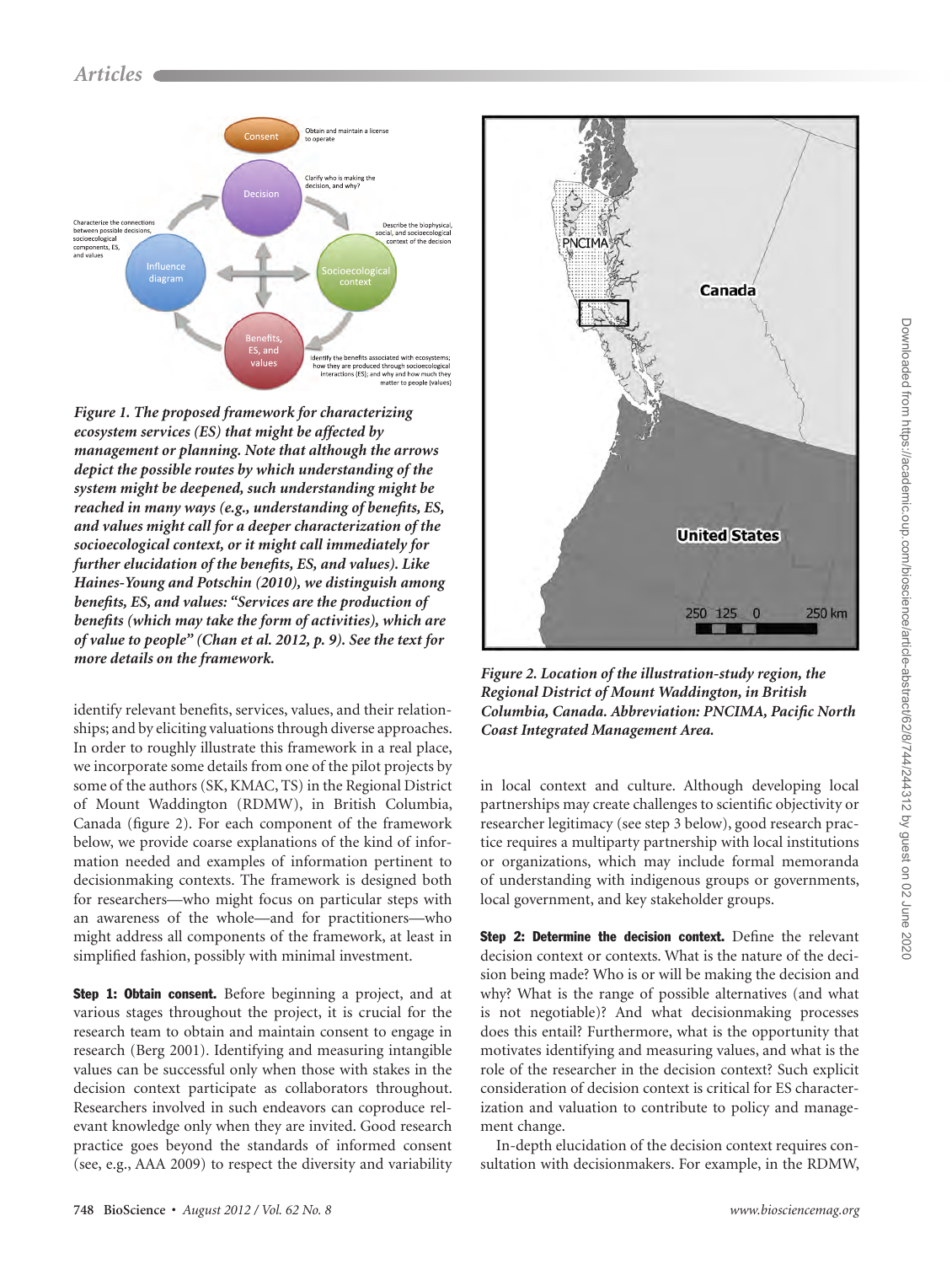*Figure 1. The proposed framework for characterizing ecosystem services (ES) that might be affected by management or planning. Note that although the arrows depict the possible routes by which understanding of the system might be deepened, such understanding might be reached in many ways (e.g., understanding of benefits, ES, and values might call for a deeper characterization of the socioecological context, or it might call immediately for further elucidation of the benefits, ES, and values). Like Haines-Young and Potschin (2010), we distinguish among benefits, ES, and values: "Services are the production of benefits (which may take the form of activities), which are of value to people" (Chan et al. 2012, p. 9). See the text for more details on the framework.*

identify relevant benefits, services, values, and their relationships; and by eliciting valuations through diverse approaches. In order to roughly illustrate this framework in a real place, we incorporate some details from one of the pilot projects by some of the authors (SK, KMAC, TS) in the Regional District of Mount Waddington (RDMW), in British Columbia, Canada (figure 2). For each component of the framework below, we provide coarse explanations of the kind of information needed and examples of information pertinent to decisionmaking contexts. The framework is designed both for researchers—who might focus on particular steps with an awareness of the whole—and for practitioners—who might address all components of the framework, at least in simplified fashion, possibly with minimal investment.

**Step 1: Obtain consent.** Before beginning a project, and at various stages throughout the project, it is crucial for the research team to obtain and maintain consent to engage in research (Berg 2001). Identifying and measuring intangible values can be successful only when those with stakes in the decision context participate as collaborators throughout. Researchers involved in such endeavors can coproduce relevant knowledge only when they are invited. Good research practice goes beyond the standards of informed consent (see, e.g., AAA 2009) to respect the diversity and variability in local context and culture. Although developing local partnerships may create challenges to scientific objectivity or researcher legitimacy (see step 3 below), good research practice requires a multiparty partnership with local institutions or organizations, which may include formal memoranda of understanding with indigenous groups or governments, local government, and key stakeholder groups.

*Figure 2. Location of the illustration-study region, the Regional District of Mount Waddington, in British Columbia, Canada. Abbreviation: PNCIMA, Pacific North Coast Integrated Management Area.*

**Step 2: Determine the decision context.** Define the relevant decision context or contexts. What is the nature of the decision being made? Who is or will be making the decision and why? What is the range of possible alternatives (and what is not negotiable)? And what decisionmaking processes does this entail? Furthermore, what is the opportunity that motivates identifying and measuring values, and what is the role of the researcher in the decision context? Such explicit consideration of decision context is critical for ES characterization and valuation to contribute to policy and management change.

In-depth elucidation of the decision context requires consultation with decisionmakers. For example, in the RDMW,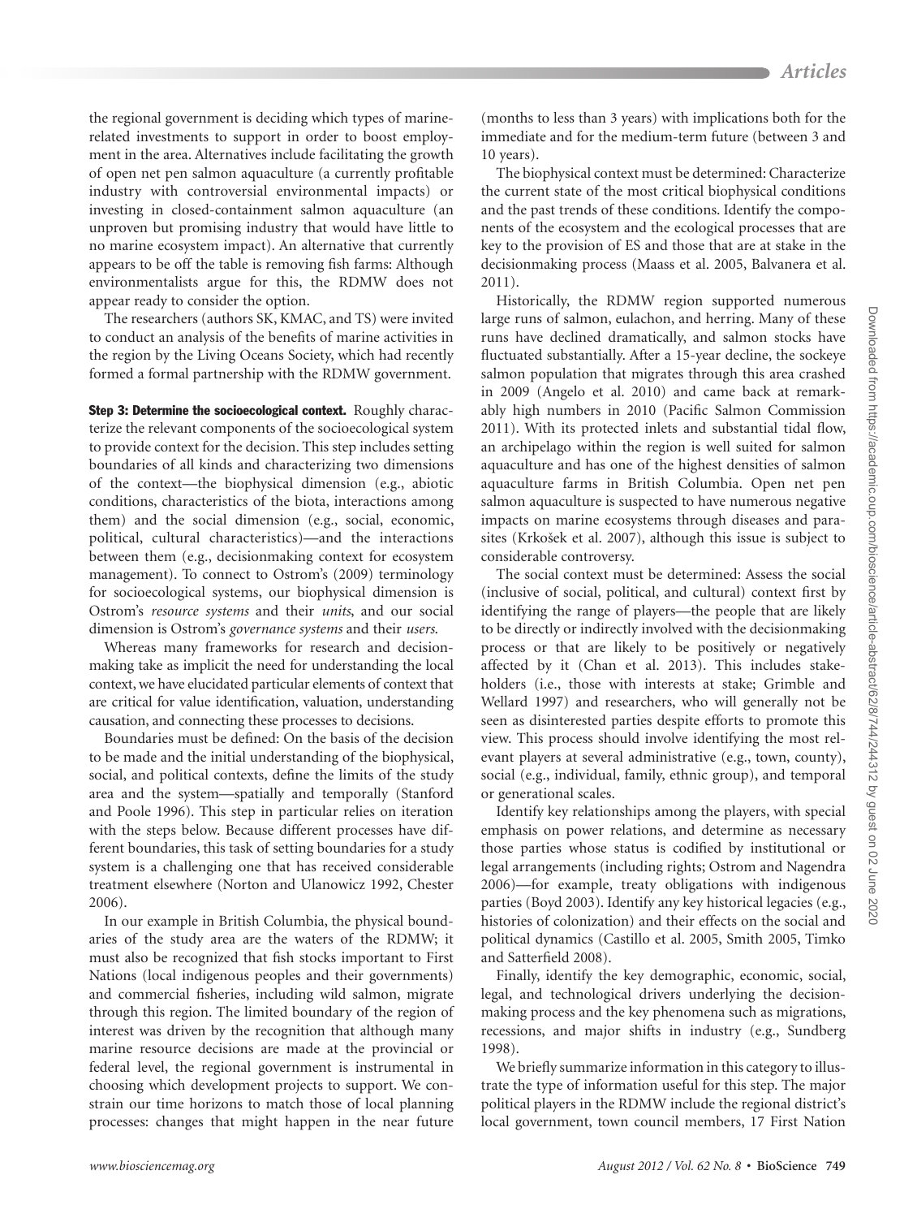the regional government is deciding which types of marine-related investments to support in order to boost employment in the area. Alternatives include facilitating the growth of open net pen salmon aquaculture (a currently profitable industry with controversial environmental impacts) or investing in closed-containment salmon aquaculture (an unproven but promising industry that would have little to no marine ecosystem impact). An alternative that currently appears to be off the table is removing fish farms: Although environmentalists argue for this, the RDMW does not appear ready to consider the option.

The researchers (authors SK, KMAC, and TS) were invited to conduct an analysis of the benefits of marine activities in the region by the Living Oceans Society, which had recently formed a formal partnership with the RDMW government.

**Step 3: Determine the socioecological context.** Roughly characterize the relevant components of the socioecological system to provide context for the decision. This step includes setting boundaries of all kinds and characterizing two dimensions of the context—the biophysical dimension (e.g., abiotic conditions, characteristics of the biota, interactions among them) and the social dimension (e.g., social, economic, political, cultural characteristics)—and the interactions between them (e.g., decisionmaking context for ecosystem management). To connect to Ostrom's (2009) terminology for socioecological systems, our biophysical dimension is Ostrom's *resource systems* and their *units*, and our social dimension is Ostrom's *governance systems* and their *users*.

Whereas many frameworks for research and decisionmaking take as implicit the need for understanding the local context, we have elucidated particular elements of context that are critical for value identification, valuation, understanding causation, and connecting these processes to decisions.

Boundaries must be defined: On the basis of the decision to be made and the initial understanding of the biophysical, social, and political contexts, define the limits of the study area and the system—spatially and temporally (Stanford and Poole 1996). This step in particular relies on iteration with the steps below. Because different processes have different boundaries, this task of setting boundaries for a study system is a challenging one that has received considerable treatment elsewhere (Norton and Ulanowicz 1992, Chester 2006).

In our example in British Columbia, the physical boundaries of the study area are the waters of the RDMW; it must also be recognized that fish stocks important to First Nations (local indigenous peoples and their governments) and commercial fisheries, including wild salmon, migrate through this region. The limited boundary of the region of interest was driven by the recognition that although many marine resource decisions are made at the provincial or federal level, the regional government is instrumental in choosing which development projects to support. We constrain our time horizons to match those of local planning processes: changes that might happen in the near future (months to less than 3 years) with implications both for the immediate and for the medium-term future (between 3 and 10 years).

The biophysical context must be determined: Characterize the current state of the most critical biophysical conditions and the past trends of these conditions. Identify the components of the ecosystem and the ecological processes that are key to the provision of ES and those that are at stake in the decisionmaking process (Maass et al. 2005, Balvanera et al. 2011).

Historically, the RDMW region supported numerous large runs of salmon, eulachon, and herring. Many of these runs have declined dramatically, and salmon stocks have fluctuated substantially. After a 15-year decline, the sockeye salmon population that migrates through this area crashed in 2009 (Angelo et al. 2010) and came back at remarkably high numbers in 2010 (Pacific Salmon Commission 2011). With its protected inlets and substantial tidal flow, an archipelago within the region is well suited for salmon aquaculture and has one of the highest densities of salmon aquaculture farms in British Columbia. Open net pen salmon aquaculture is suspected to have numerous negative impacts on marine ecosystems through diseases and parasites (Krkošek et al. 2007), although this issue is subject to considerable controversy.

The social context must be determined: Assess the social (inclusive of social, political, and cultural) context first by identifying the range of players—the people that are likely to be directly or indirectly involved with the decisionmaking process or that are likely to be positively or negatively affected by it (Chan et al. 2013). This includes stakeholders (i.e., those with interests at stake; Grimble and Wellard 1997) and researchers, who will generally not be seen as disinterested parties despite efforts to promote this view. This process should involve identifying the most relevant players at several administrative (e.g., town, county), social (e.g., individual, family, ethnic group), and temporal or generational scales.

Identify key relationships among the players, with special emphasis on power relations, and determine as necessary those parties whose status is codified by institutional or legal arrangements (including rights; Ostrom and Nagendra 2006)—for example, treaty obligations with indigenous parties (Boyd 2003). Identify any key historical legacies (e.g., histories of colonization) and their effects on the social and political dynamics (Castillo et al. 2005, Smith 2005, Timko and Satterfield 2008).

Finally, identify the key demographic, economic, social, legal, and technological drivers underlying the decisionmaking process and the key phenomena such as migrations, recessions, and major shifts in industry (e.g., Sundberg 1998).

We briefly summarize information in this category to illustrate the type of information useful for this step. The major political players in the RDMW include the regional district's local government, town council members, 17 First Nation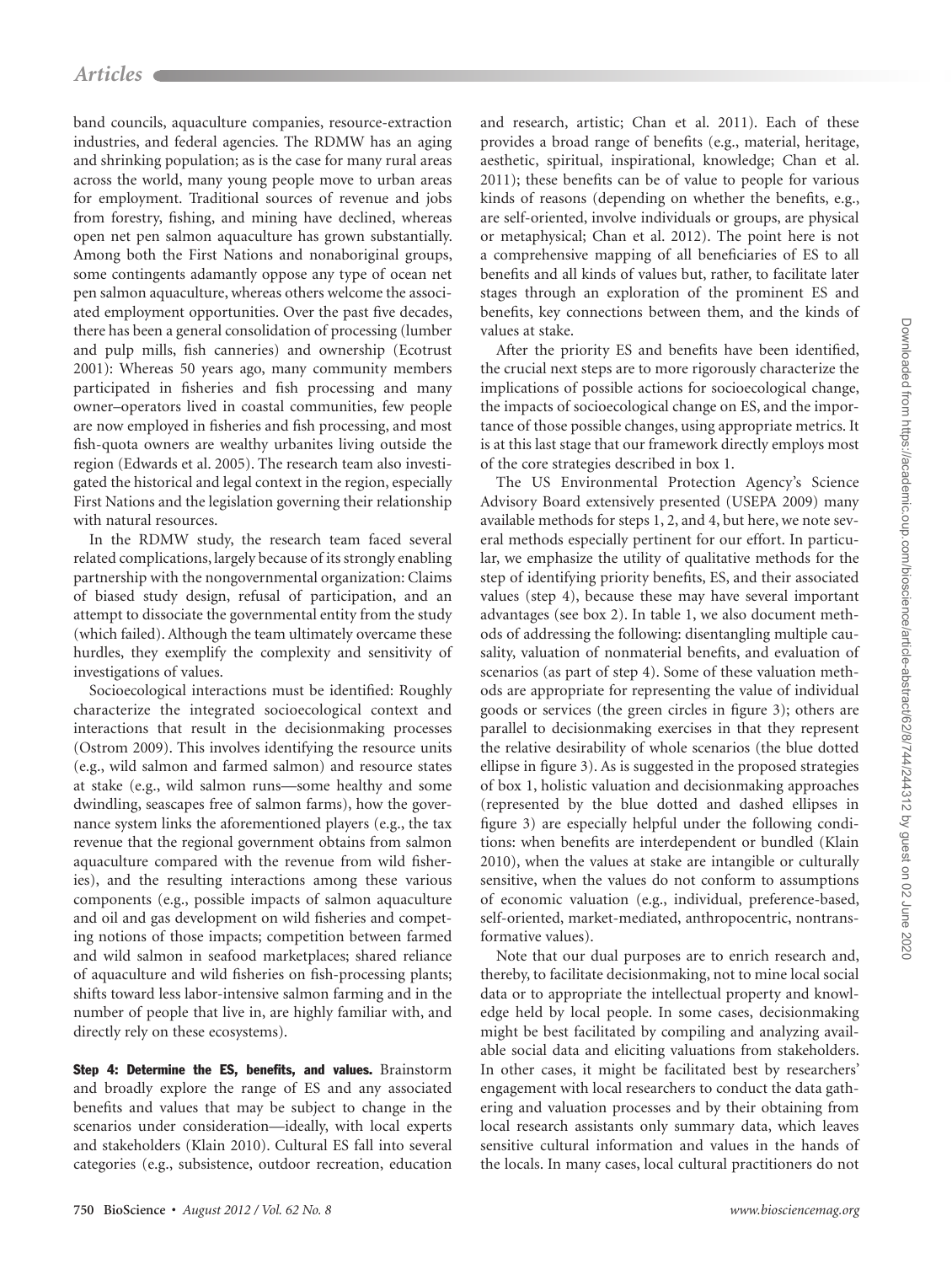band councils, aquaculture companies, resource-extraction industries, and federal agencies. The RDMW has an aging and shrinking population; as is the case for many rural areas across the world, many young people move to urban areas for employment. Traditional sources of revenue and jobs from forestry, fishing, and mining have declined, whereas open net pen salmon aquaculture has grown substantially. Among both the First Nations and nonaboriginal groups, some contingents adamantly oppose any type of ocean net pen salmon aquaculture, whereas others welcome the associated employment opportunities. Over the past five decades, there has been a general consolidation of processing (lumber and pulp mills, fish canneries) and ownership (Ecotrust 2001): Whereas 50 years ago, many community members participated in fisheries and fish processing and many owner–operators lived in coastal communities, few people are now employed in fisheries and fish processing, and most fish-quota owners are wealthy urbanites living outside the region (Edwards et al. 2005). The research team also investigated the historical and legal context in the region, especially First Nations and the legislation governing their relationship with natural resources.

In the RDMW study, the research team faced several related complications, largely because of its strongly enabling partnership with the nongovernmental organization: Claims of biased study design, refusal of participation, and an attempt to dissociate the governmental entity from the study (which failed). Although the team ultimately overcame these hurdles, they exemplify the complexity and sensitivity of investigations of values.

Socioecological interactions must be identified: Roughly characterize the integrated socioecological context and interactions that result in the decisionmaking processes (Ostrom 2009). This involves identifying the resource units (e.g., wild salmon and farmed salmon) and resource states at stake (e.g., wild salmon runs—some healthy and some dwindling, seascapes free of salmon farms), how the governance system links the aforementioned players (e.g., the tax revenue that the regional government obtains from salmon aquaculture compared with the revenue from wild fisheries), and the resulting interactions among these various components (e.g., possible impacts of salmon aquaculture and oil and gas development on wild fisheries and competing notions of those impacts; competition between farmed and wild salmon in seafood marketplaces; shared reliance of aquaculture and wild fisheries on fish-processing plants; shifts toward less labor-intensive salmon farming and in the number of people that live in, are highly familiar with, and directly rely on these ecosystems).

**Step 4: Determine the ES, benefits, and values.** Brainstorm and broadly explore the range of ES and any associated benefits and values that may be subject to change in the scenarios under consideration—ideally, with local experts and stakeholders (Klain 2010). Cultural ES fall into several categories (e.g., subsistence, outdoor recreation, education and research, artistic; Chan et al. 2011). Each of these provides a broad range of benefits (e.g., material, heritage, aesthetic, spiritual, inspirational, knowledge; Chan et al. 2011); these benefits can be of value to people for various kinds of reasons (depending on whether the benefits, e.g., are self-oriented, involve individuals or groups, are physical or metaphysical; Chan et al. 2012). The point here is not a comprehensive mapping of all beneficiaries of ES to all benefits and all kinds of values but, rather, to facilitate later stages through an exploration of the prominent ES and benefits, key connections between them, and the kinds of values at stake.

After the priority ES and benefits have been identified, the crucial next steps are to more rigorously characterize the implications of possible actions for socioecological change, the impacts of socioecological change on ES, and the importance of those possible changes, using appropriate metrics. It is at this last stage that our framework directly employs most of the core strategies described in box 1.

The US Environmental Protection Agency's Science Advisory Board extensively presented (USEPA 2009) many available methods for steps 1, 2, and 4, but here, we note several methods especially pertinent for our effort. In particular, we emphasize the utility of qualitative methods for the step of identifying priority benefits, ES, and their associated values (step 4), because these may have several important advantages (see box 2). In table 1, we also document methods of addressing the following: disentangling multiple causality, valuation of nonmaterial benefits, and evaluation of scenarios (as part of step 4). Some of these valuation methods are appropriate for representing the value of individual goods or services (the green circles in figure 3); others are parallel to decisionmaking exercises in that they represent the relative desirability of whole scenarios (the blue dotted ellipse in figure 3). As is suggested in the proposed strategies of box 1, holistic valuation and decisionmaking approaches (represented by the blue dotted and dashed ellipses in figure 3) are especially helpful under the following conditions: when benefits are interdependent or bundled (Klain 2010), when the values at stake are intangible or culturally sensitive, when the values do not conform to assumptions of economic valuation (e.g., individual, preference-based, self-oriented, market-mediated, anthropocentric, nontransformative values).

Note that our dual purposes are to enrich research and, thereby, to facilitate decisionmaking, not to mine local social data or to appropriate the intellectual property and knowledge held by local people. In some cases, decisionmaking might be best facilitated by compiling and analyzing available social data and eliciting valuations from stakeholders. In other cases, it might be facilitated best by researchers' engagement with local researchers to conduct the data gathering and valuation processes and by their obtaining from local research assistants only summary data, which leaves sensitive cultural information and values in the hands of the locals. In many cases, local cultural practitioners do not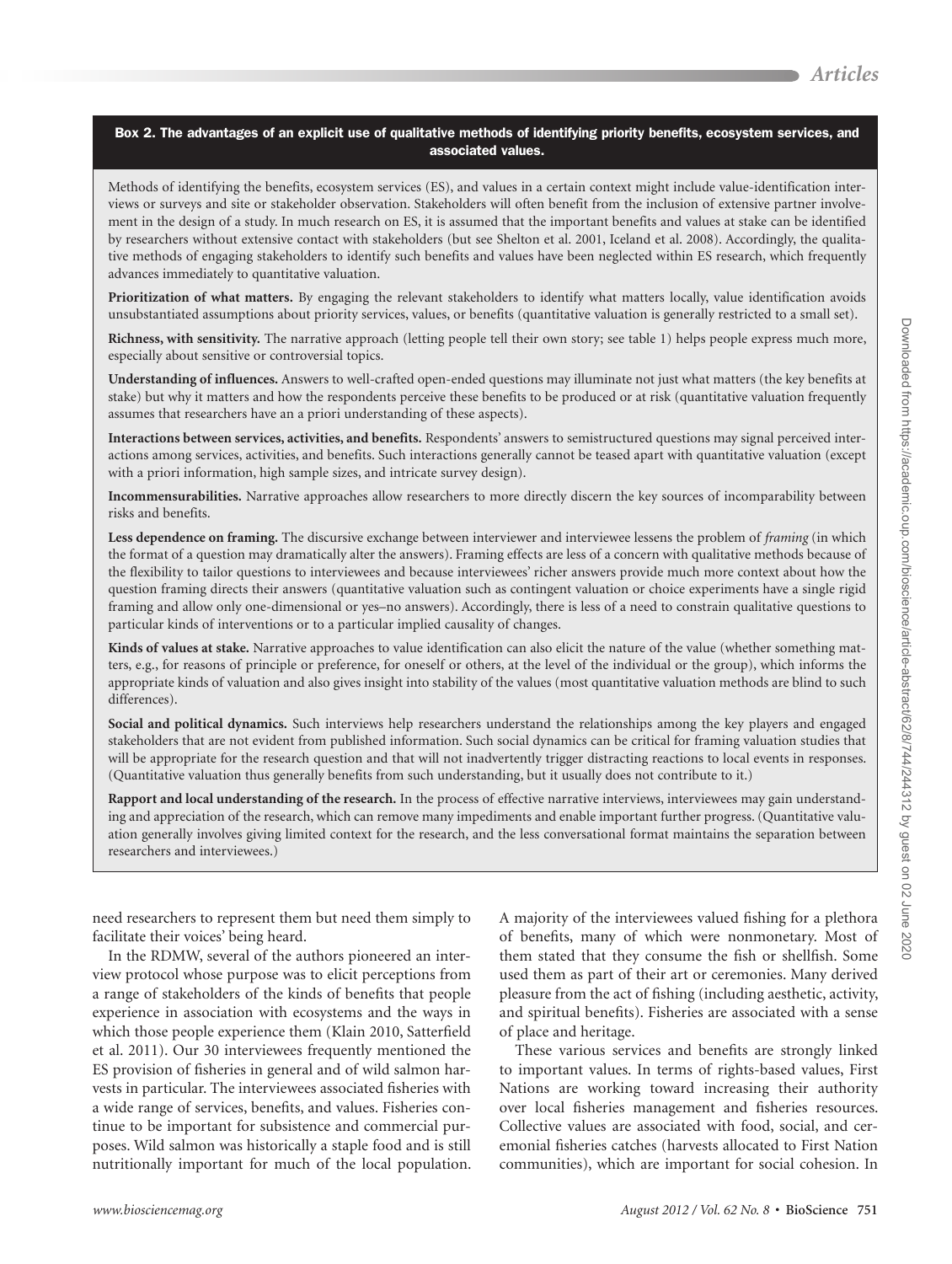**Box 2. The advantages of an explicit use of qualitative methods of identifying priority benefits, ecosystem services, and associated values.**

Methods of identifying the benefits, ecosystem services (ES), and values in a certain context might include value-identification interviews or surveys and site or stakeholder observation. Stakeholders will often benefit from the inclusion of extensive partner involvement in the design of a study. In much research on ES, it is assumed that the important benefits and values at stake can be identified by researchers without extensive contact with stakeholders (but see Shelton et al. 2001, Iceland et al. 2008). Accordingly, the qualitative methods of engaging stakeholders to identify such benefits and values have been neglected within ES research, which frequently advances immediately to quantitative valuation.

**Prioritization of what matters.** By engaging the relevant stakeholders to identify what matters locally, value identification avoids unsubstantiated assumptions about priority services, values, or benefits (quantitative valuation is generally restricted to a small set).

**Richness, with sensitivity.** The narrative approach (letting people tell their own story; see table 1) helps people express much more, especially about sensitive or controversial topics.

**Understanding of influences.** Answers to well-crafted open-ended questions may illuminate not just what matters (the key benefits at stake) but why it matters and how the respondents perceive these benefits to be produced or at risk (quantitative valuation frequently assumes that researchers have an a priori understanding of these aspects).

**Interactions between services, activities, and benefits.** Respondents' answers to semistructured questions may signal perceived interactions among services, activities, and benefits. Such interactions generally cannot be teased apart with quantitative valuation (except with a priori information, high sample sizes, and intricate survey design).

**Incommensurabilities.** Narrative approaches allow researchers to more directly discern the key sources of incomparability between risks and benefits.

**Less dependence on framing.** The discursive exchange between interviewer and interviewee lessens the problem of *framing* (in which the format of a question may dramatically alter the answers). Framing effects are less of a concern with qualitative methods because of the flexibility to tailor questions to interviewees and because interviewees' richer answers provide much more context about how the question framing directs their answers (quantitative valuation such as contingent valuation or choice experiments have a single rigid framing and allow only one-dimensional or yes–no answers). Accordingly, there is less of a need to constrain qualitative questions to particular kinds of interventions or to a particular implied causality of changes.

**Kinds of values at stake.** Narrative approaches to value identification can also elicit the nature of the value (whether something matters, e.g., for reasons of principle or preference, for oneself or others, at the level of the individual or the group), which informs the appropriate kinds of valuation and also gives insight into stability of the values (most quantitative valuation methods are blind to such differences).

**Social and political dynamics.** Such interviews help researchers understand the relationships among the key players and engaged stakeholders that are not evident from published information. Such social dynamics can be critical for framing valuation studies that will be appropriate for the research question and that will not inadvertently trigger distracting reactions to local events in responses. (Quantitative valuation thus generally benefits from such understanding, but it usually does not contribute to it.)

**Rapport and local understanding of the research.** In the process of effective narrative interviews, interviewees may gain understanding and appreciation of the research, which can remove many impediments and enable important further progress. (Quantitative valuation generally involves giving limited context for the research, and the less conversational format maintains the separation between researchers and interviewees.)

need researchers to represent them but need them simply to facilitate their voices' being heard.

In the RDMW, several of the authors pioneered an interview protocol whose purpose was to elicit perceptions from a range of stakeholders of the kinds of benefits that people experience in association with ecosystems and the ways in which those people experience them (Klain 2010, Satterfield et al. 2011). Our 30 interviewees frequently mentioned the ES provision of fisheries in general and of wild salmon harvests in particular. The interviewees associated fisheries with a wide range of services, benefits, and values. Fisheries continue to be important for subsistence and commercial purposes. Wild salmon was historically a staple food and is still nutritionally important for much of the local population. A majority of the interviewees valued fishing for a plethora of benefits, many of which were nonmonetary. Most of them stated that they consume the fish or shellfish. Some used them as part of their art or ceremonies. Many derived pleasure from the act of fishing (including aesthetic, activity, and spiritual benefits). Fisheries are associated with a sense of place and heritage.

These various services and benefits are strongly linked to important values. In terms of rights-based values, First Nations are working toward increasing their authority over local fisheries management and fisheries resources. Collective values are associated with food, social, and ceremonial fisheries catches (harvests allocated to First Nation communities), which are important for social cohesion. In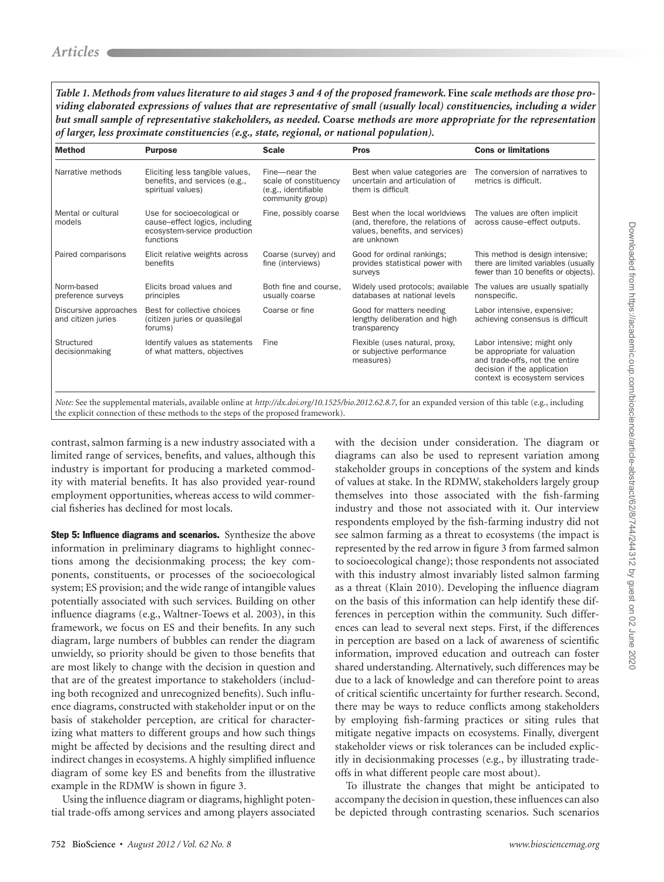*Table 1. Methods from values literature to aid stages 3 and 4 of the proposed framework.* ***Fine*** *scale methods are those providing elaborated expressions of values that are representative of small (usually local) constituencies, including a wider but small sample of representative stakeholders, as needed.* ***Coarse*** *methods are more appropriate for the representation of larger, less proximate constituencies (e.g., state, regional, or national population).*

| Method | Purpose | Scale | Pros | Cons or limitations |
|---|---|---|---|---|
| Narrative methods | Eliciting less tangible values, benefits, and services (e.g., spiritual values) | Fine—near the scale of constituency (e.g., identifiable community group) | Best when value categories are uncertain and articulation of them is difficult | The conversion of narratives to metrics is difficult. |
| Mental or cultural models | Use for socioecological or cause–effect logics, including ecosystem-service production functions | Fine, possibly coarse | Best when the local worldviews (and, therefore, the relations of values, benefits, and services) are unknown | The values are often implicit across cause–effect outputs. |
| Paired comparisons | Elicit relative weights across benefits | Coarse (survey) and fine (interviews) | Good for ordinal rankings; provides statistical power with surveys | This method is design intensive; there are limited variables (usually fewer than 10 benefits or objects). |
| Norm-based preference surveys | Elicits broad values and principles | Both fine and course, usually coarse | Widely used protocols; available databases at national levels | The values are usually spatially nonspecific. |
| Discursive approaches and citizen juries | Best for collective choices (citizen juries or quasilegal forums) | Coarse or fine | Good for matters needing lengthy deliberation and high transparency | Labor intensive, expensive; achieving consensus is difficult |
| Structured decisionmaking | Identify values as statements of what matters, objectives | Fine | Flexible (uses natural, proxy, or subjective performance measures) | Labor intensive; might only be appropriate for valuation and trade-offs, not the entire decision if the application context is ecosystem services |

*Note:* See the supplemental materials, available online at *http://dx.doi.org/10.1525/bio.2012.62.8.7*, for an expanded version of this table (e.g., including the explicit connection of these methods to the steps of the proposed framework).

contrast, salmon farming is a new industry associated with a limited range of services, benefits, and values, although this industry is important for producing a marketed commodity with material benefits. It has also provided year-round employment opportunities, whereas access to wild commercial fisheries has declined for most locals.

**Step 5: Influence diagrams and scenarios.** Synthesize the above information in preliminary diagrams to highlight connections among the decisionmaking process; the key components, constituents, or processes of the socioecological system; ES provision; and the wide range of intangible values potentially associated with such services. Building on other influence diagrams (e.g., Waltner-Toews et al. 2003), in this framework, we focus on ES and their benefits. In any such diagram, large numbers of bubbles can render the diagram unwieldy, so priority should be given to those benefits that are most likely to change with the decision in question and that are of the greatest importance to stakeholders (including both recognized and unrecognized benefits). Such influence diagrams, constructed with stakeholder input or on the basis of stakeholder perception, are critical for characterizing what matters to different groups and how such things might be affected by decisions and the resulting direct and indirect changes in ecosystems. A highly simplified influence diagram of some key ES and benefits from the illustrative example in the RDMW is shown in figure 3.

Using the influence diagram or diagrams, highlight potential trade-offs among services and among players associated with the decision under consideration. The diagram or diagrams can also be used to represent variation among stakeholder groups in conceptions of the system and kinds of values at stake. In the RDMW, stakeholders largely group themselves into those associated with the fish-farming industry and those not associated with it. Our interview respondents employed by the fish-farming industry did not see salmon farming as a threat to ecosystems (the impact is represented by the red arrow in figure 3 from farmed salmon to socioecological change); those respondents not associated with this industry almost invariably listed salmon farming as a threat (Klain 2010). Developing the influence diagram on the basis of this information can help identify these differences in perception within the community. Such differences can lead to several next steps. First, if the differences in perception are based on a lack of awareness of scientific information, improved education and outreach can foster shared understanding. Alternatively, such differences may be due to a lack of knowledge and can therefore point to areas of critical scientific uncertainty for further research. Second, there may be ways to reduce conflicts among stakeholders by employing fish-farming practices or siting rules that mitigate negative impacts on ecosystems. Finally, divergent stakeholder views or risk tolerances can be included explicitly in decisionmaking processes (e.g., by illustrating trade-offs in what different people care most about).

To illustrate the changes that might be anticipated to accompany the decision in question, these influences can also be depicted through contrasting scenarios. Such scenarios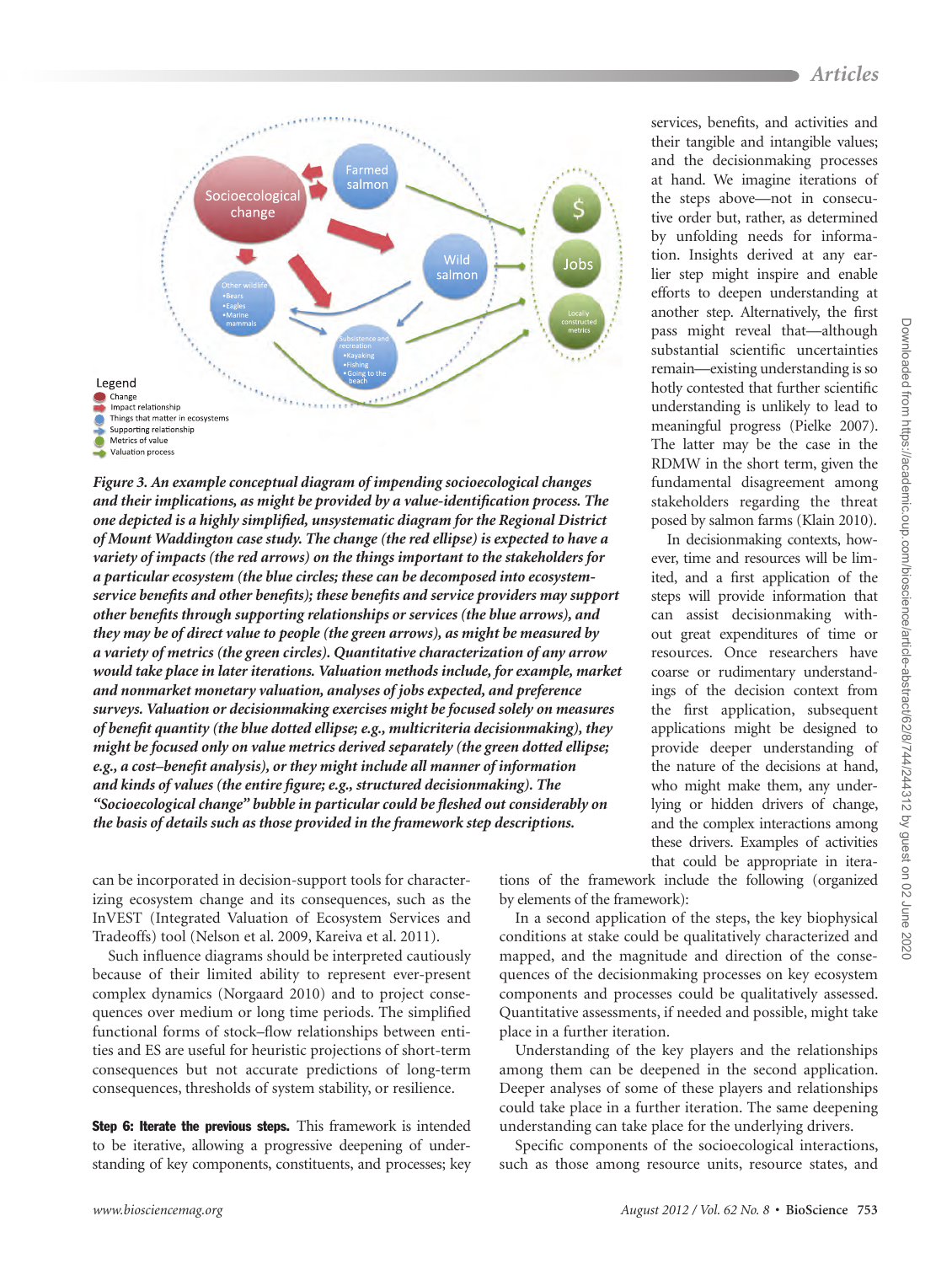Figure 3. An example conceptual diagram of impending socioecological changes and their implications, as might be provided by a value-identification process. The one depicted is a highly simplified, unsystematic diagram for the Regional District of Mount Waddington case study. The change (the red ellipse) is expected to have a variety of impacts (the red arrows) on the things important to the stakeholders for a particular ecosystem (the blue circles; these can be decomposed into ecosystem-service benefits and other benefits); these benefits and service providers may support other benefits through supporting relationships or services (the blue arrows), and they may be of direct value to people (the green arrows), as might be measured by a variety of metrics (the green circles). Quantitative characterization of any arrow would take place in later iterations. Valuation methods include, for example, market and nonmarket monetary valuation, analyses of jobs expected, and preference surveys. Valuation or decisionmaking exercises might be focused solely on measures of benefit quantity (the blue dotted ellipse; e.g., multicriteria decisionmaking), they might be focused only on value metrics derived separately (the green dotted ellipse; e.g., a cost–benefit analysis), or they might include all manner of information and kinds of values (the entire figure; e.g., structured decisionmaking). The "Socioecological change" bubble in particular could be fleshed out considerably on the basis of details such as those provided in the framework step descriptions.

can be incorporated in decision-support tools for characterizing ecosystem change and its consequences, such as the InVEST (Integrated Valuation of Ecosystem Services and Tradeoffs) tool (Nelson et al. 2009, Kareiva et al. 2011).

Such influence diagrams should be interpreted cautiously because of their limited ability to represent ever-present complex dynamics (Norgaard 2010) and to project consequences over medium or long time periods. The simplified functional forms of stock–flow relationships between entities and ES are useful for heuristic projections of short-term consequences but not accurate predictions of long-term consequences, thresholds of system stability, or resilience.

**Step 6: Iterate the previous steps.** This framework is intended to be iterative, allowing a progressive deepening of understanding of key components, constituents, and processes; key services, benefits, and activities and their tangible and intangible values; and the decisionmaking processes at hand. We imagine iterations of the steps above—not in consecutive order but, rather, as determined by unfolding needs for information. Insights derived at any earlier step might inspire and enable efforts to deepen understanding at another step. Alternatively, the first pass might reveal that—although substantial scientific uncertainties remain—existing understanding is so hotly contested that further scientific understanding is unlikely to lead to meaningful progress (Pielke 2007). The latter may be the case in the RDMW in the short term, given the fundamental disagreement among stakeholders regarding the threat posed by salmon farms (Klain 2010).

In decisionmaking contexts, however, time and resources will be limited, and a first application of the steps will provide information that can assist decisionmaking without great expenditures of time or resources. Once researchers have coarse or rudimentary understandings of the decision context from the first application, subsequent applications might be designed to provide deeper understanding of the nature of the decisions at hand, who might make them, any underlying or hidden drivers of change, and the complex interactions among these drivers. Examples of activities that could be appropriate in iterations of the framework include the following (organized by elements of the framework):

In a second application of the steps, the key biophysical conditions at stake could be qualitatively characterized and mapped, and the magnitude and direction of the consequences of the decisionmaking processes on key ecosystem components and processes could be qualitatively assessed. Quantitative assessments, if needed and possible, might take place in a further iteration.

Understanding of the key players and the relationships among them can be deepened in the second application. Deeper analyses of some of these players and relationships could take place in a further iteration. The same deepening understanding can take place for the underlying drivers.

Specific components of the socioecological interactions, such as those among resource units, resource states, and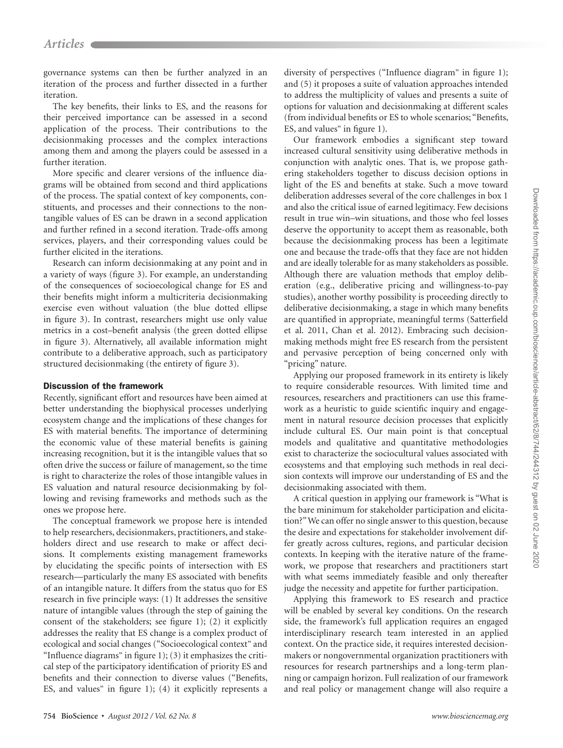governance systems can then be further analyzed in an iteration of the process and further dissected in a further iteration.

The key benefits, their links to ES, and the reasons for their perceived importance can be assessed in a second application of the process. Their contributions to the decisionmaking processes and the complex interactions among them and among the players could be assessed in a further iteration.

More specific and clearer versions of the influence diagrams will be obtained from second and third applications of the process. The spatial context of key components, constituents, and processes and their connections to the nontangible values of ES can be drawn in a second application and further refined in a second iteration. Trade-offs among services, players, and their corresponding values could be further elicited in the iterations.

Research can inform decisionmaking at any point and in a variety of ways (figure 3). For example, an understanding of the consequences of socioecological change for ES and their benefits might inform a multicriteria decisionmaking exercise even without valuation (the blue dotted ellipse in figure 3). In contrast, researchers might use only value metrics in a cost–benefit analysis (the green dotted ellipse in figure 3). Alternatively, all available information might contribute to a deliberative approach, such as participatory structured decisionmaking (the entirety of figure 3).

## Discussion of the framework

Recently, significant effort and resources have been aimed at better understanding the biophysical processes underlying ecosystem change and the implications of these changes for ES with material benefits. The importance of determining the economic value of these material benefits is gaining increasing recognition, but it is the intangible values that so often drive the success or failure of management, so the time is right to characterize the roles of those intangible values in ES valuation and natural resource decisionmaking by following and revising frameworks and methods such as the ones we propose here.

The conceptual framework we propose here is intended to help researchers, decisionmakers, practitioners, and stakeholders direct and use research to make or affect decisions. It complements existing management frameworks by elucidating the specific points of intersection with ES research—particularly the many ES associated with benefits of an intangible nature. It differs from the status quo for ES research in five principle ways: (1) It addresses the sensitive nature of intangible values (through the step of gaining the consent of the stakeholders; see figure 1); (2) it explicitly addresses the reality that ES change is a complex product of ecological and social changes ("Socioecological context" and "Influence diagrams" in figure 1); (3) it emphasizes the critical step of the participatory identification of priority ES and benefits and their connection to diverse values ("Benefits, ES, and values" in figure 1); (4) it explicitly represents a diversity of perspectives ("Influence diagram" in figure 1); and (5) it proposes a suite of valuation approaches intended to address the multiplicity of values and presents a suite of options for valuation and decisionmaking at different scales (from individual benefits or ES to whole scenarios; "Benefits, ES, and values" in figure 1).

Our framework embodies a significant step toward increased cultural sensitivity using deliberative methods in conjunction with analytic ones. That is, we propose gathering stakeholders together to discuss decision options in light of the ES and benefits at stake. Such a move toward deliberation addresses several of the core challenges in box 1 and also the critical issue of earned legitimacy. Few decisions result in true win–win situations, and those who feel losses deserve the opportunity to accept them as reasonable, both because the decisionmaking process has been a legitimate one and because the trade-offs that they face are not hidden and are ideally tolerable for as many stakeholders as possible. Although there are valuation methods that employ deliberation (e.g., deliberative pricing and willingness-to-pay studies), another worthy possibility is proceeding directly to deliberative decisionmaking, a stage in which many benefits are quantified in appropriate, meaningful terms (Satterfield et al. 2011, Chan et al. 2012). Embracing such decisionmaking methods might free ES research from the persistent and pervasive perception of being concerned only with "pricing" nature.

Applying our proposed framework in its entirety is likely to require considerable resources. With limited time and resources, researchers and practitioners can use this framework as a heuristic to guide scientific inquiry and engagement in natural resource decision processes that explicitly include cultural ES. Our main point is that conceptual models and qualitative and quantitative methodologies exist to characterize the sociocultural values associated with ecosystems and that employing such methods in real decision contexts will improve our understanding of ES and the decisionmaking associated with them.

A critical question in applying our framework is "What is the bare minimum for stakeholder participation and elicitation?" We can offer no single answer to this question, because the desire and expectations for stakeholder involvement differ greatly across cultures, regions, and particular decision contexts. In keeping with the iterative nature of the framework, we propose that researchers and practitioners start with what seems immediately feasible and only thereafter judge the necessity and appetite for further participation.

Applying this framework to ES research and practice will be enabled by several key conditions. On the research side, the framework's full application requires an engaged interdisciplinary research team interested in an applied context. On the practice side, it requires interested decisionmakers or nongovernmental organization practitioners with resources for research partnerships and a long-term planning or campaign horizon. Full realization of our framework and real policy or management change will also require a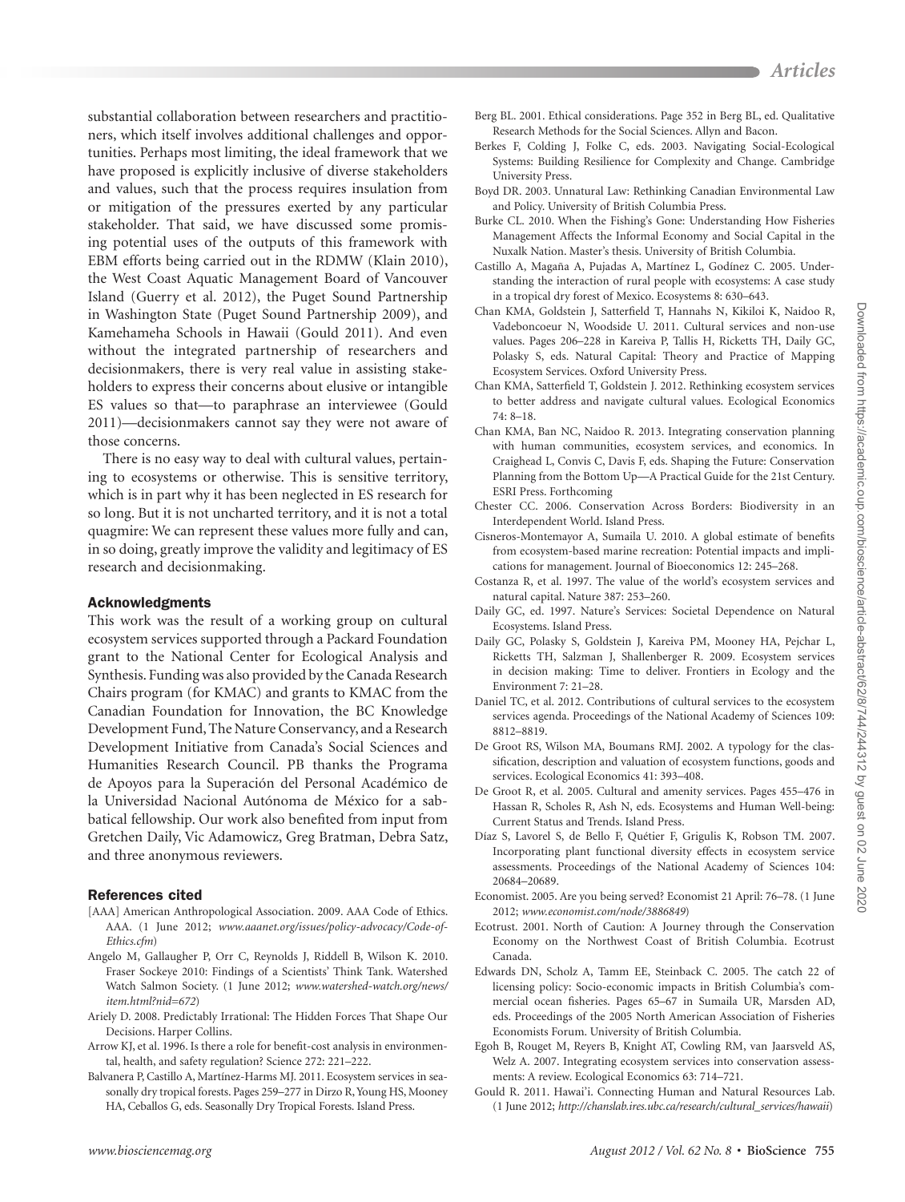substantial collaboration between researchers and practitioners, which itself involves additional challenges and opportunities. Perhaps most limiting, the ideal framework that we have proposed is explicitly inclusive of diverse stakeholders and values, such that the process requires insulation from or mitigation of the pressures exerted by any particular stakeholder. That said, we have discussed some promising potential uses of the outputs of this framework with EBM efforts being carried out in the RDMW (Klain 2010), the West Coast Aquatic Management Board of Vancouver Island (Guerry et al. 2012), the Puget Sound Partnership in Washington State (Puget Sound Partnership 2009), and Kamehameha Schools in Hawaii (Gould 2011). And even without the integrated partnership of researchers and decisionmakers, there is very real value in assisting stakeholders to express their concerns about elusive or intangible ES values so that—to paraphrase an interviewee (Gould 2011)—decisionmakers cannot say they were not aware of those concerns.

There is no easy way to deal with cultural values, pertaining to ecosystems or otherwise. This is sensitive territory, which is in part why it has been neglected in ES research for so long. But it is not uncharted territory, and it is not a total quagmire: We can represent these values more fully and can, in so doing, greatly improve the validity and legitimacy of ES research and decisionmaking.

## Acknowledgments

This work was the result of a working group on cultural ecosystem services supported through a Packard Foundation grant to the National Center for Ecological Analysis and Synthesis. Funding was also provided by the Canada Research Chairs program (for KMAC) and grants to KMAC from the Canadian Foundation for Innovation, the BC Knowledge Development Fund, The Nature Conservancy, and a Research Development Initiative from Canada's Social Sciences and Humanities Research Council. PB thanks the Programa de Apoyos para la Superación del Personal Académico de la Universidad Nacional Autónoma de México for a sabbatical fellowship. Our work also benefited from input from Gretchen Daily, Vic Adamowicz, Greg Bratman, Debra Satz, and three anonymous reviewers.

## References cited

[AAA] American Anthropological Association. 2009. AAA Code of Ethics. AAA. (1 June 2012; *www.aaanet.org/issues/policy-advocacy/Code-of-Ethics.cfm*)

Angelo M, Gallaugher P, Orr C, Reynolds J, Riddell B, Wilson K. 2010. Fraser Sockeye 2010: Findings of a Scientists' Think Tank. Watershed Watch Salmon Society. (1 June 2012; *www.watershed-watch.org/news/item.html?nid=672*)

Ariely D. 2008. Predictably Irrational: The Hidden Forces That Shape Our Decisions. Harper Collins.

Arrow KJ, et al. 1996. Is there a role for benefit-cost analysis in environmental, health, and safety regulation? Science 272: 221–222.

Balvanera P, Castillo A, Martínez-Harms MJ. 2011. Ecosystem services in seasonally dry tropical forests. Pages 259–277 in Dirzo R, Young HS, Mooney HA, Ceballos G, eds. Seasonally Dry Tropical Forests. Island Press.

Berg BL. 2001. Ethical considerations. Page 352 in Berg BL, ed. Qualitative Research Methods for the Social Sciences. Allyn and Bacon.

Berkes F, Colding J, Folke C, eds. 2003. Navigating Social-Ecological Systems: Building Resilience for Complexity and Change. Cambridge University Press.

Boyd DR. 2003. Unnatural Law: Rethinking Canadian Environmental Law and Policy. University of British Columbia Press.

Burke CL. 2010. When the Fishing's Gone: Understanding How Fisheries Management Affects the Informal Economy and Social Capital in the Nuxalk Nation. Master's thesis. University of British Columbia.

Castillo A, Magaña A, Pujadas A, Martínez L, Godínez C. 2005. Understanding the interaction of rural people with ecosystems: A case study in a tropical dry forest of Mexico. Ecosystems 8: 630–643.

Chan KMA, Goldstein J, Satterfield T, Hannahs N, Kikiloi K, Naidoo R, Vadeboncoeur N, Woodside U. 2011. Cultural services and non-use values. Pages 206–228 in Kareiva P, Tallis H, Ricketts TH, Daily GC, Polasky S, eds. Natural Capital: Theory and Practice of Mapping Ecosystem Services. Oxford University Press.

Chan KMA, Satterfield T, Goldstein J. 2012. Rethinking ecosystem services to better address and navigate cultural values. Ecological Economics 74: 8–18.

Chan KMA, Ban NC, Naidoo R. 2013. Integrating conservation planning with human communities, ecosystem services, and economics. In Craighead L, Convis C, Davis F, eds. Shaping the Future: Conservation Planning from the Bottom Up—A Practical Guide for the 21st Century. ESRI Press. Forthcoming

Chester CC. 2006. Conservation Across Borders: Biodiversity in an Interdependent World. Island Press.

Cisneros-Montemayor A, Sumaila U. 2010. A global estimate of benefits from ecosystem-based marine recreation: Potential impacts and implications for management. Journal of Bioeconomics 12: 245–268.

Costanza R, et al. 1997. The value of the world's ecosystem services and natural capital. Nature 387: 253–260.

Daily GC, ed. 1997. Nature's Services: Societal Dependence on Natural Ecosystems. Island Press.

Daily GC, Polasky S, Goldstein J, Kareiva PM, Mooney HA, Pejchar L, Ricketts TH, Salzman J, Shallenberger R. 2009. Ecosystem services in decision making: Time to deliver. Frontiers in Ecology and the Environment 7: 21–28.

Daniel TC, et al. 2012. Contributions of cultural services to the ecosystem services agenda. Proceedings of the National Academy of Sciences 109: 8812–8819.

De Groot RS, Wilson MA, Boumans RMJ. 2002. A typology for the classification, description and valuation of ecosystem functions, goods and services. Ecological Economics 41: 393–408.

De Groot R, et al. 2005. Cultural and amenity services. Pages 455–476 in Hassan R, Scholes R, Ash N, eds. Ecosystems and Human Well-being: Current Status and Trends. Island Press.

Díaz S, Lavorel S, de Bello F, Quétier F, Grigulis K, Robson TM. 2007. Incorporating plant functional diversity effects in ecosystem service assessments. Proceedings of the National Academy of Sciences 104: 20684–20689.

Economist. 2005. Are you being served? Economist 21 April: 76–78. (1 June 2012; *www.economist.com/node/3886849*)

Ecotrust. 2001. North of Caution: A Journey through the Conservation Economy on the Northwest Coast of British Columbia. Ecotrust Canada.

Edwards DN, Scholz A, Tamm EE, Steinback C. 2005. The catch 22 of licensing policy: Socio-economic impacts in British Columbia's commercial ocean fisheries. Pages 65–67 in Sumaila UR, Marsden AD, eds. Proceedings of the 2005 North American Association of Fisheries Economists Forum. University of British Columbia.

Egoh B, Rouget M, Reyers B, Knight AT, Cowling RM, van Jaarsveld AS, Welz A. 2007. Integrating ecosystem services into conservation assessments: A review. Ecological Economics 63: 714–721.

Gould R. 2011. Hawai'i. Connecting Human and Natural Resources Lab. (1 June 2012; *http://chanslab.ires.ubc.ca/research/cultural_services/hawaii*)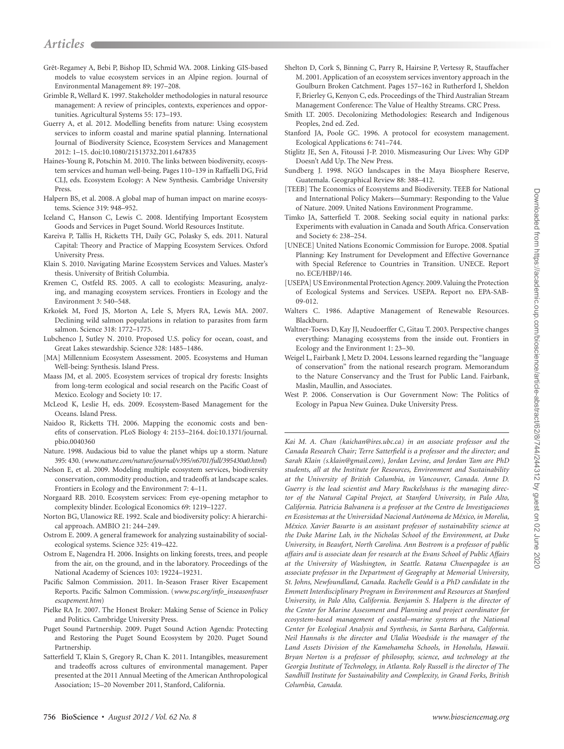Grêt-Regamey A, Bebi P, Bishop ID, Schmid WA. 2008. Linking GIS-based models to value ecosystem services in an Alpine region. Journal of Environmental Management 89: 197–208.

Grimble R, Wellard K. 1997. Stakeholder methodologies in natural resource management: A review of principles, contexts, experiences and opportunities. Agricultural Systems 55: 173–193.

Guerry A, et al. 2012. Modelling benefits from nature: Using ecosystem services to inform coastal and marine spatial planning. International Journal of Biodiversity Science, Ecosystem Services and Management 2012: 1–15. doi:10.1080/21513732.2011.647835

Haines-Young R, Potschin M. 2010. The links between biodiversity, ecosystem services and human well-being. Pages 110–139 in Raffaelli DG, Frid CLJ, eds. Ecosystem Ecology: A New Synthesis. Cambridge University Press.

Halpern BS, et al. 2008. A global map of human impact on marine ecosystems. Science 319: 948–952.

Iceland C, Hanson C, Lewis C. 2008. Identifying Important Ecosystem Goods and Services in Puget Sound. World Resources Institute.

Kareiva P, Tallis H, Ricketts TH, Daily GC, Polasky S, eds. 2011. Natural Capital: Theory and Practice of Mapping Ecosystem Services. Oxford University Press.

Klain S. 2010. Navigating Marine Ecosystem Services and Values. Master's thesis. University of British Columbia.

Kremen C, Ostfeld RS. 2005. A call to ecologists: Measuring, analyzing, and managing ecosystem services. Frontiers in Ecology and the Environment 3: 540–548.

Krkošek M, Ford JS, Morton A, Lele S, Myers RA, Lewis MA. 2007. Declining wild salmon populations in relation to parasites from farm salmon. Science 318: 1772–1775.

Lubchenco J, Sutley N. 2010. Proposed U.S. policy for ocean, coast, and Great Lakes stewardship. Science 328: 1485–1486.

[MA] Millennium Ecosystem Assessment. 2005. Ecosystems and Human Well-being: Synthesis. Island Press.

Maass JM, et al. 2005. Ecosystem services of tropical dry forests: Insights from long-term ecological and social research on the Pacific Coast of Mexico. Ecology and Society 10: 17.

McLeod K, Leslie H, eds. 2009. Ecosystem-Based Management for the Oceans. Island Press.

Naidoo R, Ricketts TH. 2006. Mapping the economic costs and benefits of conservation. PLoS Biology 4: 2153–2164. doi:10.1371/journal.pbio.0040360

Nature. 1998. Audacious bid to value the planet whips up a storm. Nature 395: 430. (*www.nature.com/nature/journal/v395/n6701/full/395430a0.html*)

Nelson E, et al. 2009. Modeling multiple ecosystem services, biodiversity conservation, commodity production, and tradeoffs at landscape scales. Frontiers in Ecology and the Environment 7: 4–11.

Norgaard RB. 2010. Ecosystem services: From eye-opening metaphor to complexity blinder. Ecological Economics 69: 1219–1227.

Norton BG, Ulanowicz RE. 1992. Scale and biodiversity policy: A hierarchical approach. AMBIO 21: 244–249.

Ostrom E. 2009. A general framework for analyzing sustainability of social-ecological systems. Science 325: 419–422.

Ostrom E, Nagendra H. 2006. Insights on linking forests, trees, and people from the air, on the ground, and in the laboratory. Proceedings of the National Academy of Sciences 103: 19224–19231.

Pacific Salmon Commission. 2011. In-Season Fraser River Escapement Reports. Pacific Salmon Commission. (*www.psc.org/info_inseasonfraserescapement.htm*)

Pielke RA Jr. 2007. The Honest Broker: Making Sense of Science in Policy and Politics. Cambridge University Press.

Puget Sound Partnership. 2009. Puget Sound Action Agenda: Protecting and Restoring the Puget Sound Ecosystem by 2020. Puget Sound Partnership.

Satterfield T, Klain S, Gregory R, Chan K. 2011. Intangibles, measurement and tradeoffs across cultures of environmental management. Paper presented at the 2011 Annual Meeting of the American Anthropological Association; 15–20 November 2011, Stanford, California.

Shelton D, Cork S, Binning C, Parry R, Hairsine P, Vertessy R, Stauffacher M. 2001. Application of an ecosystem services inventory approach in the Goulburn Broken Catchment. Pages 157–162 in Rutherford I, Sheldon F, Brierley G, Kenyon C, eds. Proceedings of the Third Australian Stream Management Conference: The Value of Healthy Streams. CRC Press.

Smith LT. 2005. Decolonizing Methodologies: Research and Indigenous Peoples, 2nd ed. Zed.

Stanford JA, Poole GC. 1996. A protocol for ecosystem management. Ecological Applications 6: 741–744.

Stiglitz JE, Sen A, Fitoussi J-P. 2010. Mismeasuring Our Lives: Why GDP Doesn't Add Up. The New Press.

Sundberg J. 1998. NGO landscapes in the Maya Biosphere Reserve, Guatemala. Geographical Review 88: 388–412.

[TEEB] The Economics of Ecosystems and Biodiversity. TEEB for National and International Policy Makers—Summary: Responding to the Value of Nature. 2009. United Nations Environment Programme.

Timko JA, Satterfield T. 2008. Seeking social equity in national parks: Experiments with evaluation in Canada and South Africa. Conservation and Society 6: 238–254.

[UNECE] United Nations Economic Commission for Europe. 2008. Spatial Planning: Key Instrument for Development and Effective Governance with Special Reference to Countries in Transition. UNECE. Report no. ECE/HBP/146.

[USEPA] US Environmental Protection Agency. 2009. Valuing the Protection of Ecological Systems and Services. USEPA. Report no. EPA-SAB-09-012.

Walters C. 1986. Adaptive Management of Renewable Resources. Blackburn.

Waltner-Toews D, Kay JJ, Neudoerffer C, Gitau T. 2003. Perspective changes everything: Managing ecosystems from the inside out. Frontiers in Ecology and the Environment 1: 23–30.

Weigel L, Fairbank J, Metz D. 2004. Lessons learned regarding the "language of conservation" from the national research program. Memorandum to the Nature Conservancy and the Trust for Public Land. Fairbank, Maslin, Maullin, and Associates.

West P. 2006. Conservation is Our Government Now: The Politics of Ecology in Papua New Guinea. Duke University Press.

---

*Kai M. A. Chan (kaichan@ires.ubc.ca) in an associate professor and the Canada Research Chair; Terre Satterfield is a professor and the director; and Sarah Klain (s.klain@gmail.com), Jordan Levine, and Jordan Tam are PhD students, all at the Institute for Resources, Environment and Sustainability at the University of British Columbia, in Vancouver, Canada. Anne D. Guerry is the lead scientist and Mary Ruckelshaus is the managing director of the Natural Capital Project, at Stanford University, in Palo Alto, California. Patricia Balvanera is a professor at the Centro de Investigaciones en Ecosistemas at the Universidad Nacional Autónoma de México, in Morelia, México. Xavier Basurto is an assistant professor of sustainability science at the Duke Marine Lab, in the Nicholas School of the Environment, at Duke University, in Beaufort, North Carolina. Ann Bostrom is a professor of public affairs and is associate dean for research at the Evans School of Public Affairs at the University of Washington, in Seattle. Ratana Chuenpagdee is an associate professor in the Department of Geography at Memorial University, St. Johns, Newfoundland, Canada. Rachelle Gould is a PhD candidate in the Emmett Interdisciplinary Program in Environment and Resources at Stanford University, in Palo Alto, California. Benjamin S. Halpern is the director of the Center for Marine Assessment and Planning and project coordinator for ecosystem-based management of coastal–marine systems at the National Center for Ecological Analysis and Synthesis, in Santa Barbara, California. Neil Hannahs is the director and Ulalia Woodside is the manager of the Land Assets Division of the Kamehameha Schools, in Honolulu, Hawaii. Bryan Norton is a professor of philosophy, science, and technology at the Georgia Institute of Technology, in Atlanta. Roly Russell is the director of The Sandhill Institute for Sustainability and Complexity, in Grand Forks, British Columbia, Canada.*